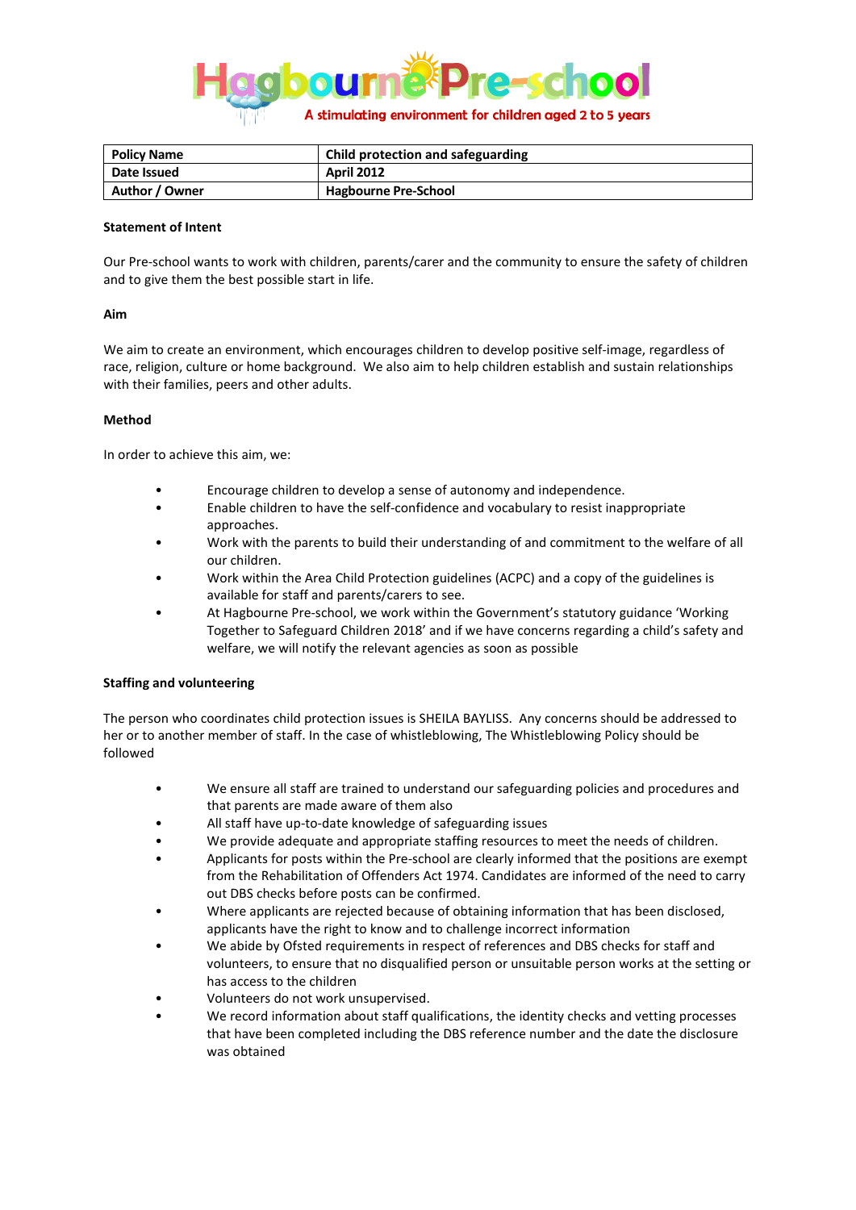# Hagbourne Pre-school

A stimulating environment for children aged 2 to 5 years

| Policy Name | Child protection and safeguarding |
|---|---|
| Date Issued | April 2012 |
| Author / Owner | Hagbourne Pre-School |

**Statement of Intent**

Our Pre-school wants to work with children, parents/carer and the community to ensure the safety of children and to give them the best possible start in life.

**Aim**

We aim to create an environment, which encourages children to develop positive self-image, regardless of race, religion, culture or home background. We also aim to help children establish and sustain relationships with their families, peers and other adults.

**Method**

In order to achieve this aim, we:

- Encourage children to develop a sense of autonomy and independence.
- Enable children to have the self-confidence and vocabulary to resist inappropriate approaches.
- Work with the parents to build their understanding of and commitment to the welfare of all our children.
- Work within the Area Child Protection guidelines (ACPC) and a copy of the guidelines is available for staff and parents/carers to see.
- At Hagbourne Pre-school, we work within the Government's statutory guidance 'Working Together to Safeguard Children 2018' and if we have concerns regarding a child's safety and welfare, we will notify the relevant agencies as soon as possible

**Staffing and volunteering**

The person who coordinates child protection issues is SHEILA BAYLISS. Any concerns should be addressed to her or to another member of staff. In the case of whistleblowing, The Whistleblowing Policy should be followed

- We ensure all staff are trained to understand our safeguarding policies and procedures and that parents are made aware of them also
- All staff have up-to-date knowledge of safeguarding issues
- We provide adequate and appropriate staffing resources to meet the needs of children.
- Applicants for posts within the Pre-school are clearly informed that the positions are exempt from the Rehabilitation of Offenders Act 1974. Candidates are informed of the need to carry out DBS checks before posts can be confirmed.
- Where applicants are rejected because of obtaining information that has been disclosed, applicants have the right to know and to challenge incorrect information
- We abide by Ofsted requirements in respect of references and DBS checks for staff and volunteers, to ensure that no disqualified person or unsuitable person works at the setting or has access to the children
- Volunteers do not work unsupervised.
- We record information about staff qualifications, the identity checks and vetting processes that have been completed including the DBS reference number and the date the disclosure was obtained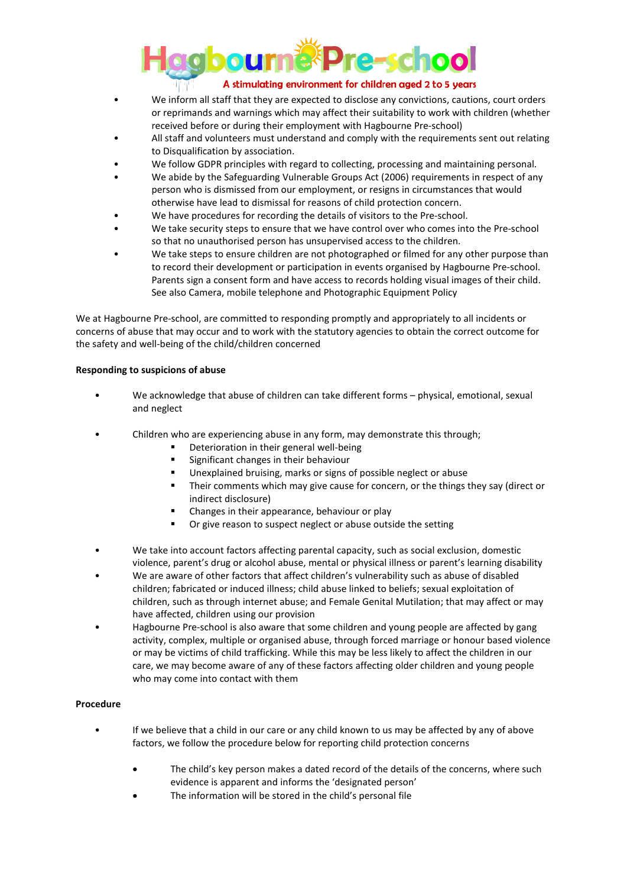- We inform all staff that they are expected to disclose any convictions, cautions, court orders or reprimands and warnings which may affect their suitability to work with children (whether received before or during their employment with Hagbourne Pre-school)
- All staff and volunteers must understand and comply with the requirements sent out relating to Disqualification by association.
- We follow GDPR principles with regard to collecting, processing and maintaining personal.
- We abide by the Safeguarding Vulnerable Groups Act (2006) requirements in respect of any person who is dismissed from our employment, or resigns in circumstances that would otherwise have lead to dismissal for reasons of child protection concern.
- We have procedures for recording the details of visitors to the Pre-school.
- We take security steps to ensure that we have control over who comes into the Pre-school so that no unauthorised person has unsupervised access to the children.
- We take steps to ensure children are not photographed or filmed for any other purpose than to record their development or participation in events organised by Hagbourne Pre-school. Parents sign a consent form and have access to records holding visual images of their child. See also Camera, mobile telephone and Photographic Equipment Policy

We at Hagbourne Pre-school, are committed to responding promptly and appropriately to all incidents or concerns of abuse that may occur and to work with the statutory agencies to obtain the correct outcome for the safety and well-being of the child/children concerned

**Responding to suspicions of abuse**

- We acknowledge that abuse of children can take different forms – physical, emotional, sexual and neglect

- Children who are experiencing abuse in any form, may demonstrate this through;
  - Deterioration in their general well-being
  - Significant changes in their behaviour
  - Unexplained bruising, marks or signs of possible neglect or abuse
  - Their comments which may give cause for concern, or the things they say (direct or indirect disclosure)
  - Changes in their appearance, behaviour or play
  - Or give reason to suspect neglect or abuse outside the setting

- We take into account factors affecting parental capacity, such as social exclusion, domestic violence, parent's drug or alcohol abuse, mental or physical illness or parent's learning disability
- We are aware of other factors that affect children's vulnerability such as abuse of disabled children; fabricated or induced illness; child abuse linked to beliefs; sexual exploitation of children, such as through internet abuse; and Female Genital Mutilation; that may affect or may have affected, children using our provision
- Hagbourne Pre-school is also aware that some children and young people are affected by gang activity, complex, multiple or organised abuse, through forced marriage or honour based violence or may be victims of child trafficking. While this may be less likely to affect the children in our care, we may become aware of any of these factors affecting older children and young people who may come into contact with them

**Procedure**

- If we believe that a child in our care or any child known to us may be affected by any of above factors, we follow the procedure below for reporting child protection concerns

  - The child's key person makes a dated record of the details of the concerns, where such evidence is apparent and informs the 'designated person'
  - The information will be stored in the child's personal file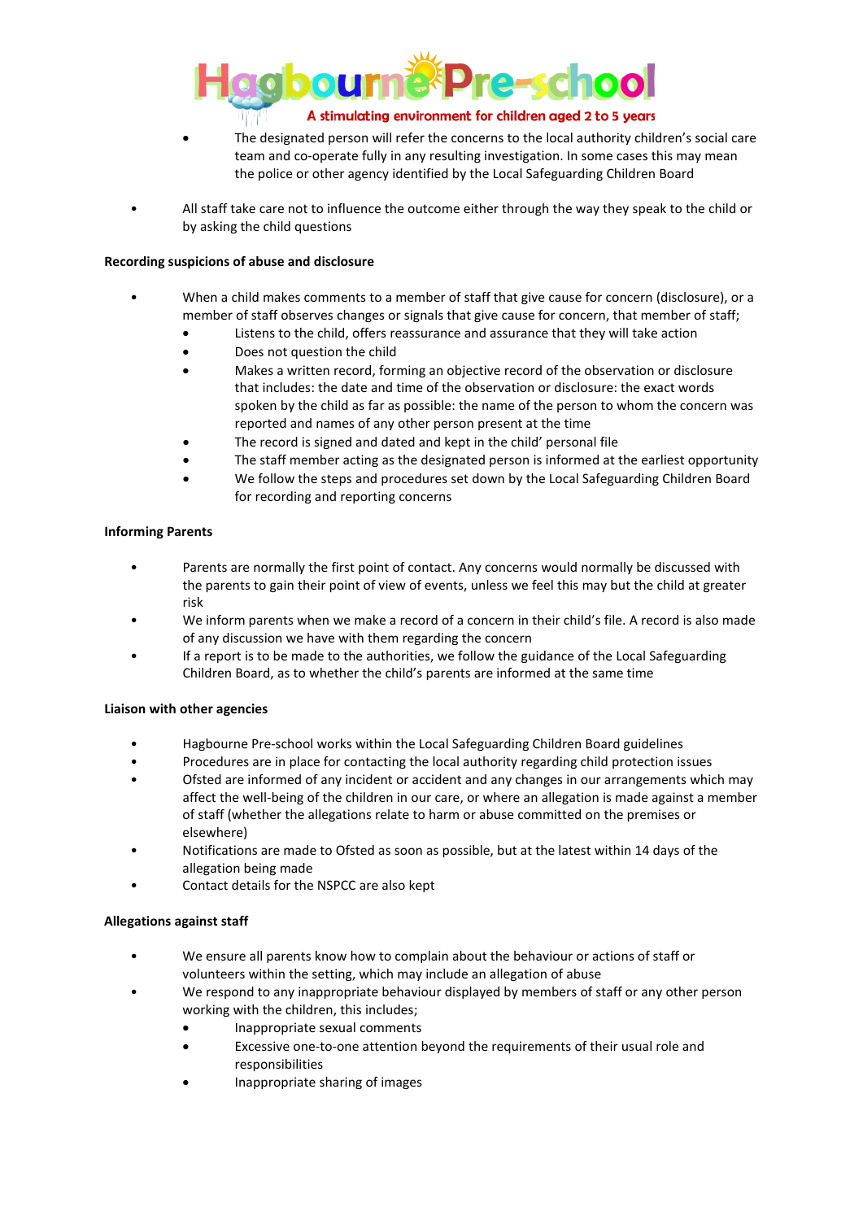- The designated person will refer the concerns to the local authority children's social care team and co-operate fully in any resulting investigation. In some cases this may mean the police or other agency identified by the Local Safeguarding Children Board

- All staff take care not to influence the outcome either through the way they speak to the child or by asking the child questions

**Recording suspicions of abuse and disclosure**

- When a child makes comments to a member of staff that give cause for concern (disclosure), or a member of staff observes changes or signals that give cause for concern, that member of staff;
  - Listens to the child, offers reassurance and assurance that they will take action
  - Does not question the child
  - Makes a written record, forming an objective record of the observation or disclosure that includes: the date and time of the observation or disclosure: the exact words spoken by the child as far as possible: the name of the person to whom the concern was reported and names of any other person present at the time
  - The record is signed and dated and kept in the child' personal file
  - The staff member acting as the designated person is informed at the earliest opportunity
  - We follow the steps and procedures set down by the Local Safeguarding Children Board for recording and reporting concerns

**Informing Parents**

- Parents are normally the first point of contact. Any concerns would normally be discussed with the parents to gain their point of view of events, unless we feel this may but the child at greater risk
- We inform parents when we make a record of a concern in their child's file. A record is also made of any discussion we have with them regarding the concern
- If a report is to be made to the authorities, we follow the guidance of the Local Safeguarding Children Board, as to whether the child's parents are informed at the same time

**Liaison with other agencies**

- Hagbourne Pre-school works within the Local Safeguarding Children Board guidelines
- Procedures are in place for contacting the local authority regarding child protection issues
- Ofsted are informed of any incident or accident and any changes in our arrangements which may affect the well-being of the children in our care, or where an allegation is made against a member of staff (whether the allegations relate to harm or abuse committed on the premises or elsewhere)
- Notifications are made to Ofsted as soon as possible, but at the latest within 14 days of the allegation being made
- Contact details for the NSPCC are also kept

**Allegations against staff**

- We ensure all parents know how to complain about the behaviour or actions of staff or volunteers within the setting, which may include an allegation of abuse
- We respond to any inappropriate behaviour displayed by members of staff or any other person working with the children, this includes;
  - Inappropriate sexual comments
  - Excessive one-to-one attention beyond the requirements of their usual role and responsibilities
  - Inappropriate sharing of images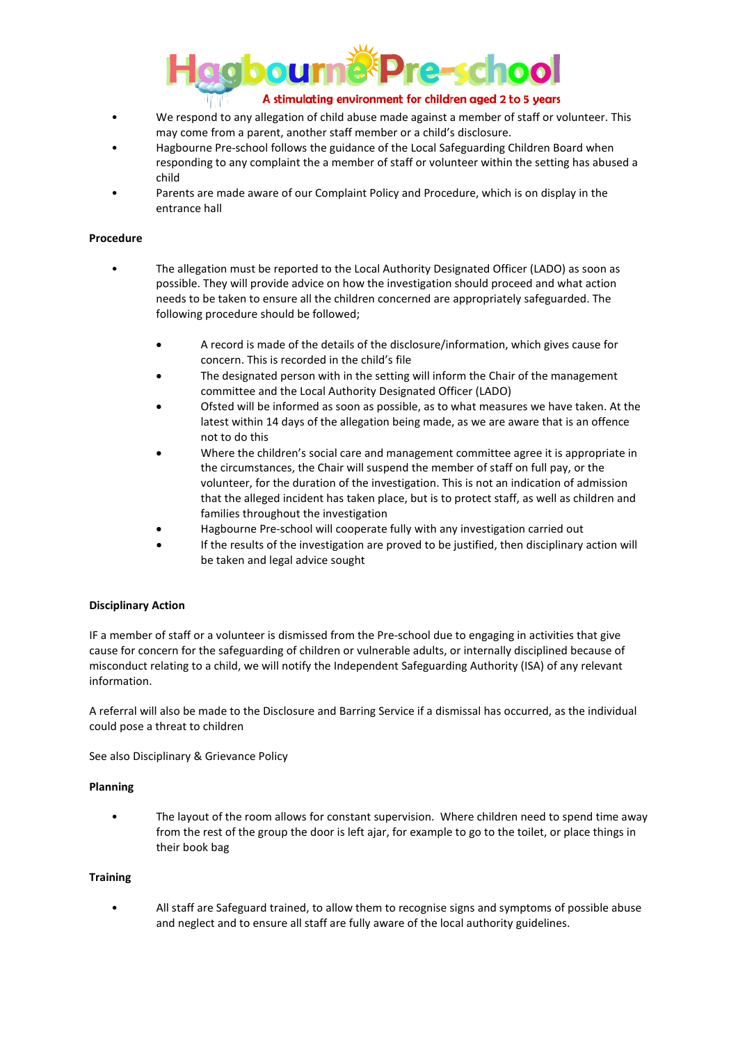- We respond to any allegation of child abuse made against a member of staff or volunteer. This may come from a parent, another staff member or a child's disclosure.
- Hagbourne Pre-school follows the guidance of the Local Safeguarding Children Board when responding to any complaint the a member of staff or volunteer within the setting has abused a child
- Parents are made aware of our Complaint Policy and Procedure, which is on display in the entrance hall

**Procedure**

- The allegation must be reported to the Local Authority Designated Officer (LADO) as soon as possible. They will provide advice on how the investigation should proceed and what action needs to be taken to ensure all the children concerned are appropriately safeguarded. The following procedure should be followed;

  - A record is made of the details of the disclosure/information, which gives cause for concern. This is recorded in the child's file
  - The designated person with in the setting will inform the Chair of the management committee and the Local Authority Designated Officer (LADO)
  - Ofsted will be informed as soon as possible, as to what measures we have taken. At the latest within 14 days of the allegation being made, as we are aware that is an offence not to do this
  - Where the children's social care and management committee agree it is appropriate in the circumstances, the Chair will suspend the member of staff on full pay, or the volunteer, for the duration of the investigation. This is not an indication of admission that the alleged incident has taken place, but is to protect staff, as well as children and families throughout the investigation
  - Hagbourne Pre-school will cooperate fully with any investigation carried out
  - If the results of the investigation are proved to be justified, then disciplinary action will be taken and legal advice sought

**Disciplinary Action**

IF a member of staff or a volunteer is dismissed from the Pre-school due to engaging in activities that give cause for concern for the safeguarding of children or vulnerable adults, or internally disciplined because of misconduct relating to a child, we will notify the Independent Safeguarding Authority (ISA) of any relevant information.

A referral will also be made to the Disclosure and Barring Service if a dismissal has occurred, as the individual could pose a threat to children

See also Disciplinary & Grievance Policy

**Planning**

- The layout of the room allows for constant supervision. Where children need to spend time away from the rest of the group the door is left ajar, for example to go to the toilet, or place things in their book bag

**Training**

- All staff are Safeguard trained, to allow them to recognise signs and symptoms of possible abuse and neglect and to ensure all staff are fully aware of the local authority guidelines.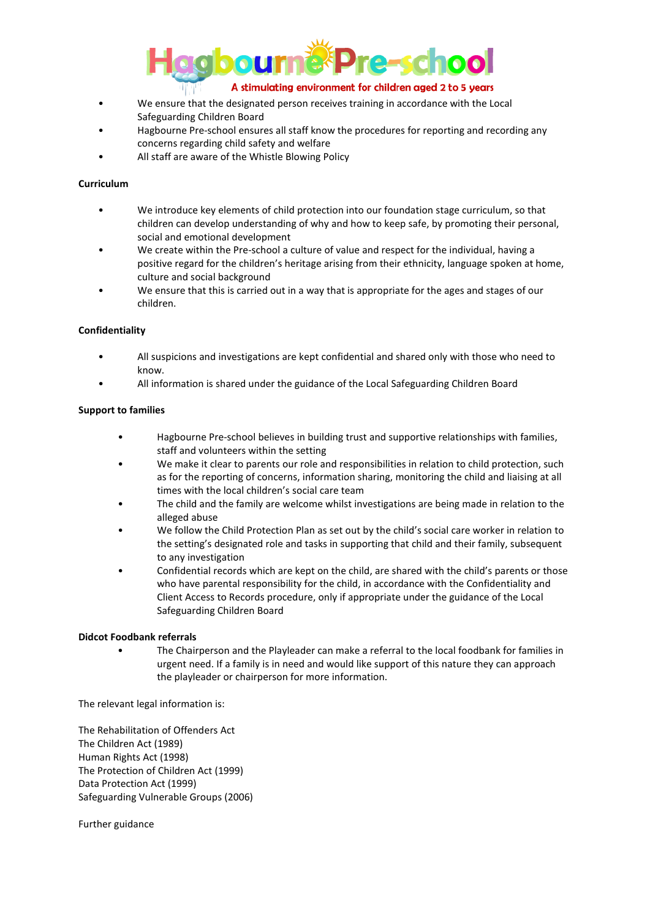- We ensure that the designated person receives training in accordance with the Local Safeguarding Children Board
- Hagbourne Pre-school ensures all staff know the procedures for reporting and recording any concerns regarding child safety and welfare
- All staff are aware of the Whistle Blowing Policy

**Curriculum**

- We introduce key elements of child protection into our foundation stage curriculum, so that children can develop understanding of why and how to keep safe, by promoting their personal, social and emotional development
- We create within the Pre-school a culture of value and respect for the individual, having a positive regard for the children's heritage arising from their ethnicity, language spoken at home, culture and social background
- We ensure that this is carried out in a way that is appropriate for the ages and stages of our children.

**Confidentiality**

- All suspicions and investigations are kept confidential and shared only with those who need to know.
- All information is shared under the guidance of the Local Safeguarding Children Board

**Support to families**

- Hagbourne Pre-school believes in building trust and supportive relationships with families, staff and volunteers within the setting
- We make it clear to parents our role and responsibilities in relation to child protection, such as for the reporting of concerns, information sharing, monitoring the child and liaising at all times with the local children's social care team
- The child and the family are welcome whilst investigations are being made in relation to the alleged abuse
- We follow the Child Protection Plan as set out by the child's social care worker in relation to the setting's designated role and tasks in supporting that child and their family, subsequent to any investigation
- Confidential records which are kept on the child, are shared with the child's parents or those who have parental responsibility for the child, in accordance with the Confidentiality and Client Access to Records procedure, only if appropriate under the guidance of the Local Safeguarding Children Board

**Didcot Foodbank referrals**

- The Chairperson and the Playleader can make a referral to the local foodbank for families in urgent need. If a family is in need and would like support of this nature they can approach the playleader or chairperson for more information.

The relevant legal information is:

The Rehabilitation of Offenders Act
The Children Act (1989)
Human Rights Act (1998)
The Protection of Children Act (1999)
Data Protection Act (1999)
Safeguarding Vulnerable Groups (2006)

Further guidance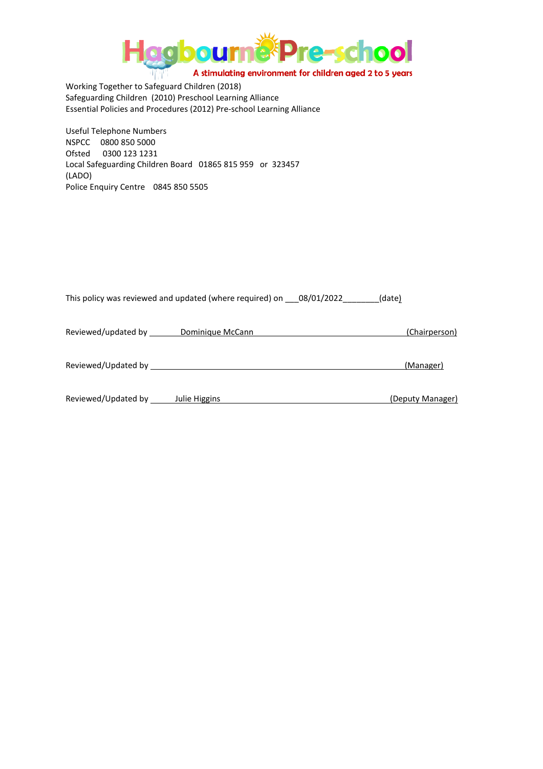Hagbourne Pre-school

A stimulating environment for children aged 2 to 5 years

Working Together to Safeguard Children (2018)
Safeguarding Children (2010) Preschool Learning Alliance
Essential Policies and Procedures (2012) Pre-school Learning Alliance

Useful Telephone Numbers
NSPCC 0800 850 5000
Ofsted 0300 123 1231
Local Safeguarding Children Board 01865 815 959 or 323457
(LADO)
Police Enquiry Centre 0845 850 5505

This policy was reviewed and updated (where required) on ___08/01/2022________(date)

Reviewed/updated by Dominique McCann (Chairperson)

Reviewed/Updated by ______________________________ (Manager)

Reviewed/Updated by Julie Higgins (Deputy Manager)